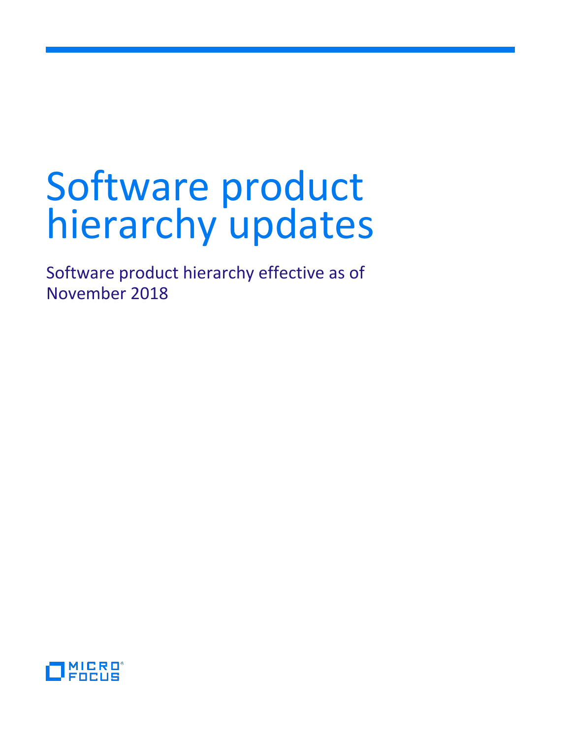# Software product hierarchy updates

Software product hierarchy effective as of November 2018

MICRO FOCUS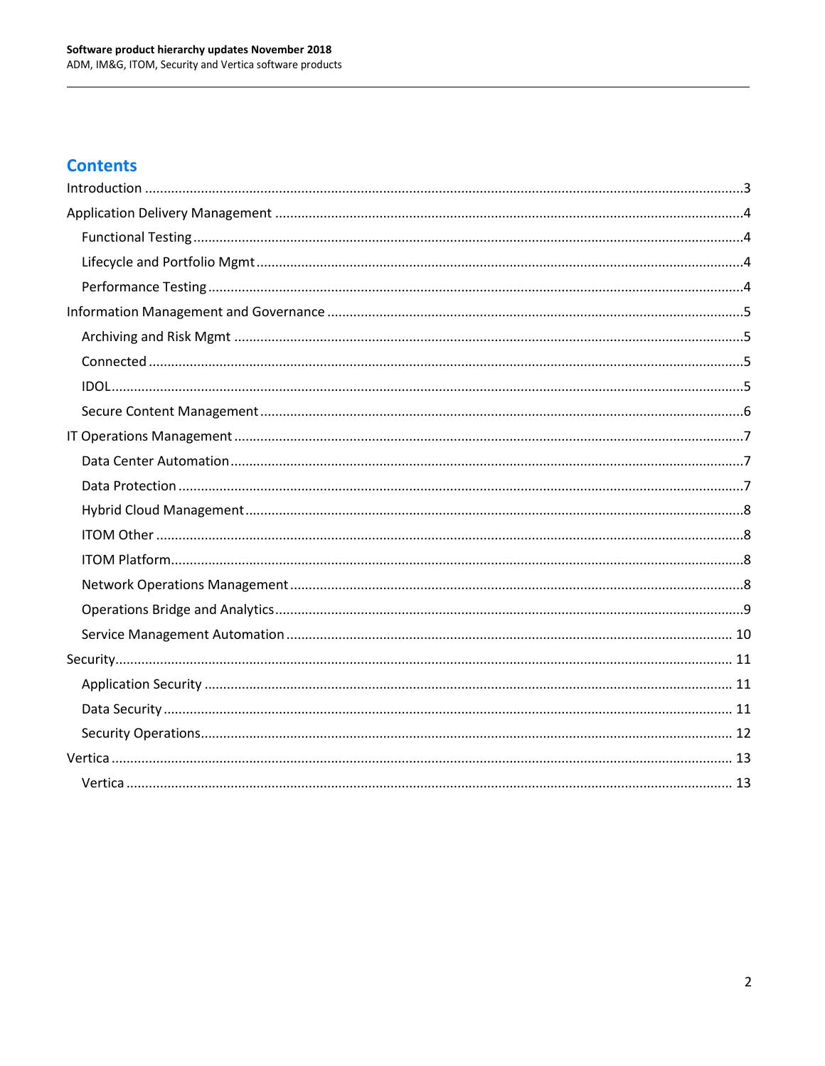## Contents

Introduction ....................................................................................................................................3

Application Delivery Management ...................................................................................................4

- Functional Testing ........................................................................................................................4
- Lifecycle and Portfolio Mgmt ........................................................................................................4
- Performance Testing ....................................................................................................................4

Information Management and Governance .....................................................................................5

- Archiving and Risk Mgmt .............................................................................................................5
- Connected ....................................................................................................................................5
- IDOL ..............................................................................................................................................5
- Secure Content Management .......................................................................................................6

IT Operations Management ..............................................................................................................7

- Data Center Automation ...............................................................................................................7
- Data Protection .............................................................................................................................7
- Hybrid Cloud Management ...........................................................................................................8
- ITOM Other ..................................................................................................................................8
- ITOM Platform ..............................................................................................................................8
- Network Operations Management ...............................................................................................8
- Operations Bridge and Analytics ...................................................................................................9
- Service Management Automation ...............................................................................................10

Security ............................................................................................................................................11

- Application Security ....................................................................................................................11
- Data Security ...............................................................................................................................11
- Security Operations .....................................................................................................................12

Vertica .............................................................................................................................................13

- Vertica .........................................................................................................................................13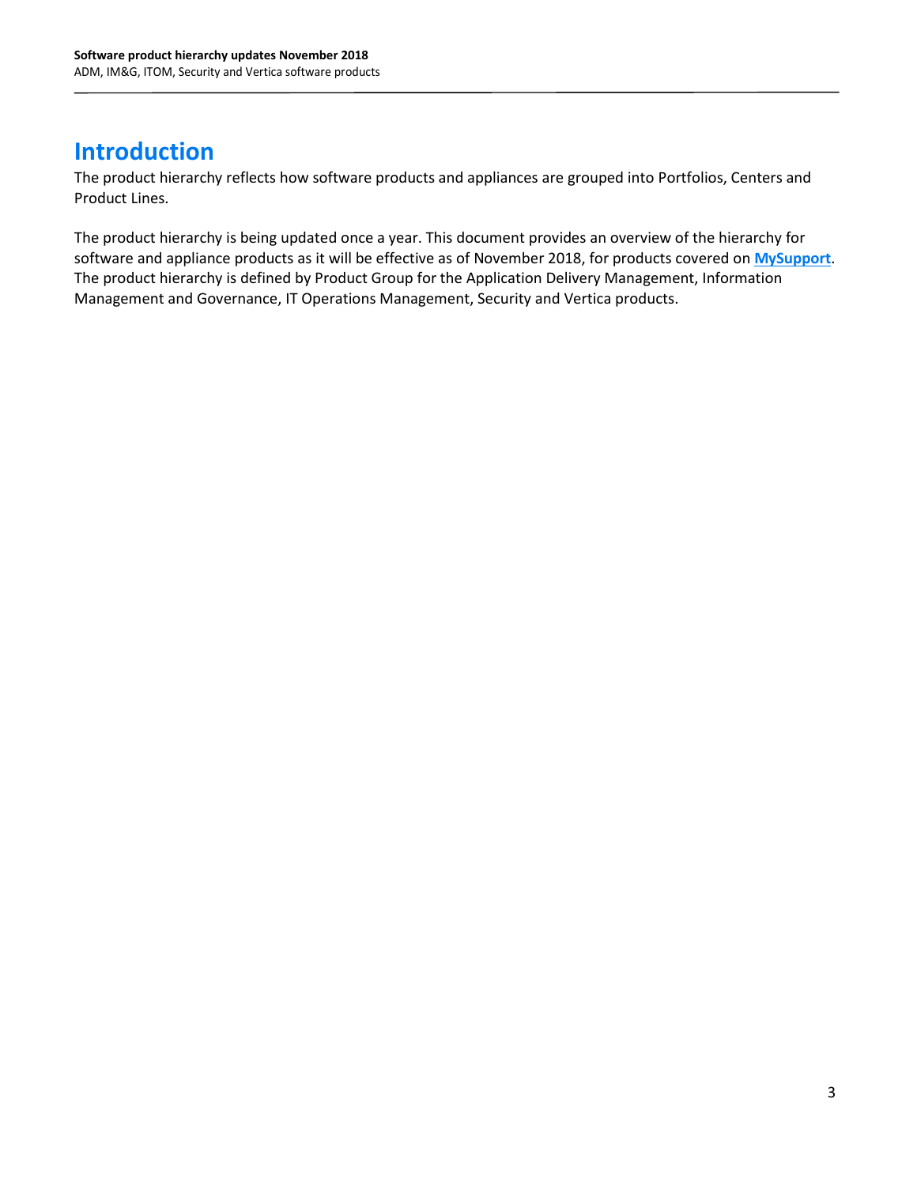# Introduction

The product hierarchy reflects how software products and appliances are grouped into Portfolios, Centers and Product Lines.

The product hierarchy is being updated once a year. This document provides an overview of the hierarchy for software and appliance products as it will be effective as of November 2018, for products covered on **MySupport**. The product hierarchy is defined by Product Group for the Application Delivery Management, Information Management and Governance, IT Operations Management, Security and Vertica products.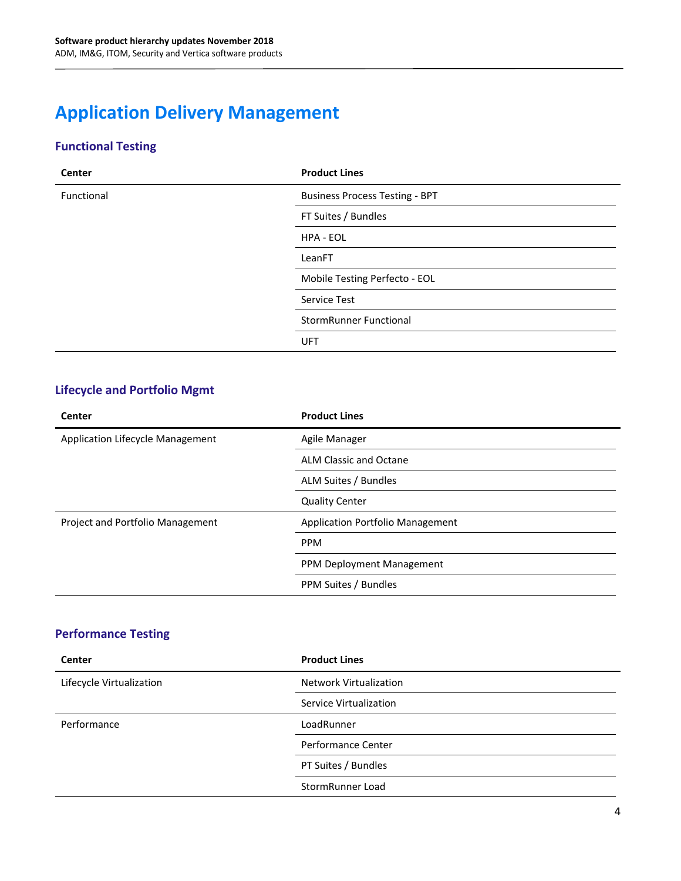# Application Delivery Management

## Functional Testing

| Center | Product Lines |
| --- | --- |
| Functional | Business Process Testing - BPT |
| | FT Suites / Bundles |
| | HPA - EOL |
| | LeanFT |
| | Mobile Testing Perfecto - EOL |
| | Service Test |
| | StormRunner Functional |
| | UFT |

## Lifecycle and Portfolio Mgmt

| Center | Product Lines |
| --- | --- |
| Application Lifecycle Management | Agile Manager |
| | ALM Classic and Octane |
| | ALM Suites / Bundles |
| | Quality Center |
| Project and Portfolio Management | Application Portfolio Management |
| | PPM |
| | PPM Deployment Management |
| | PPM Suites / Bundles |

## Performance Testing

| Center | Product Lines |
| --- | --- |
| Lifecycle Virtualization | Network Virtualization |
| | Service Virtualization |
| Performance | LoadRunner |
| | Performance Center |
| | PT Suites / Bundles |
| | StormRunner Load |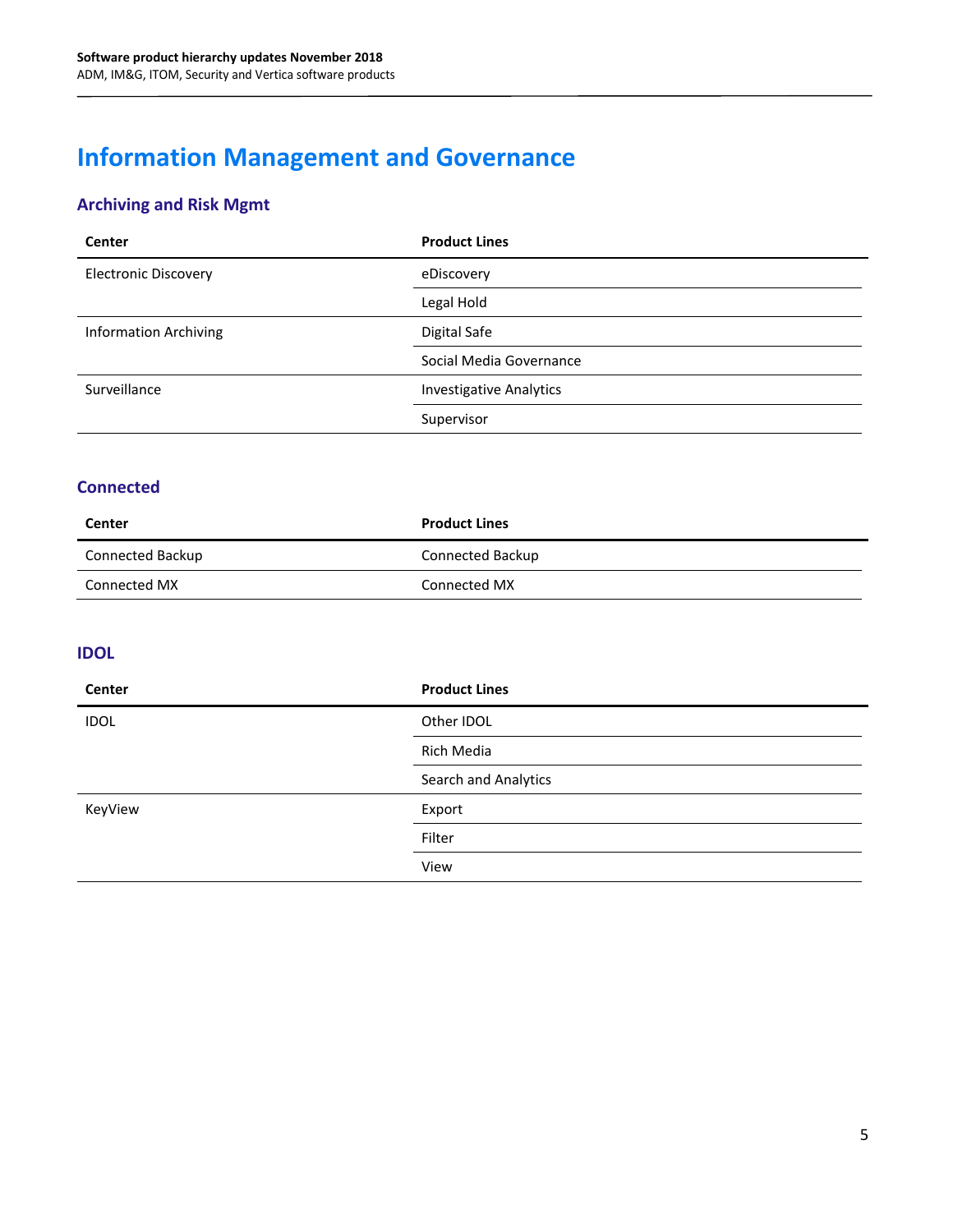# Information Management and Governance

## Archiving and Risk Mgmt

| Center | Product Lines |
| --- | --- |
| Electronic Discovery | eDiscovery |
| | Legal Hold |
| Information Archiving | Digital Safe |
| | Social Media Governance |
| Surveillance | Investigative Analytics |
| | Supervisor |

## Connected

| Center | Product Lines |
| --- | --- |
| Connected Backup | Connected Backup |
| Connected MX | Connected MX |

## IDOL

| Center | Product Lines |
| --- | --- |
| IDOL | Other IDOL |
| | Rich Media |
| | Search and Analytics |
| KeyView | Export |
| | Filter |
| | View |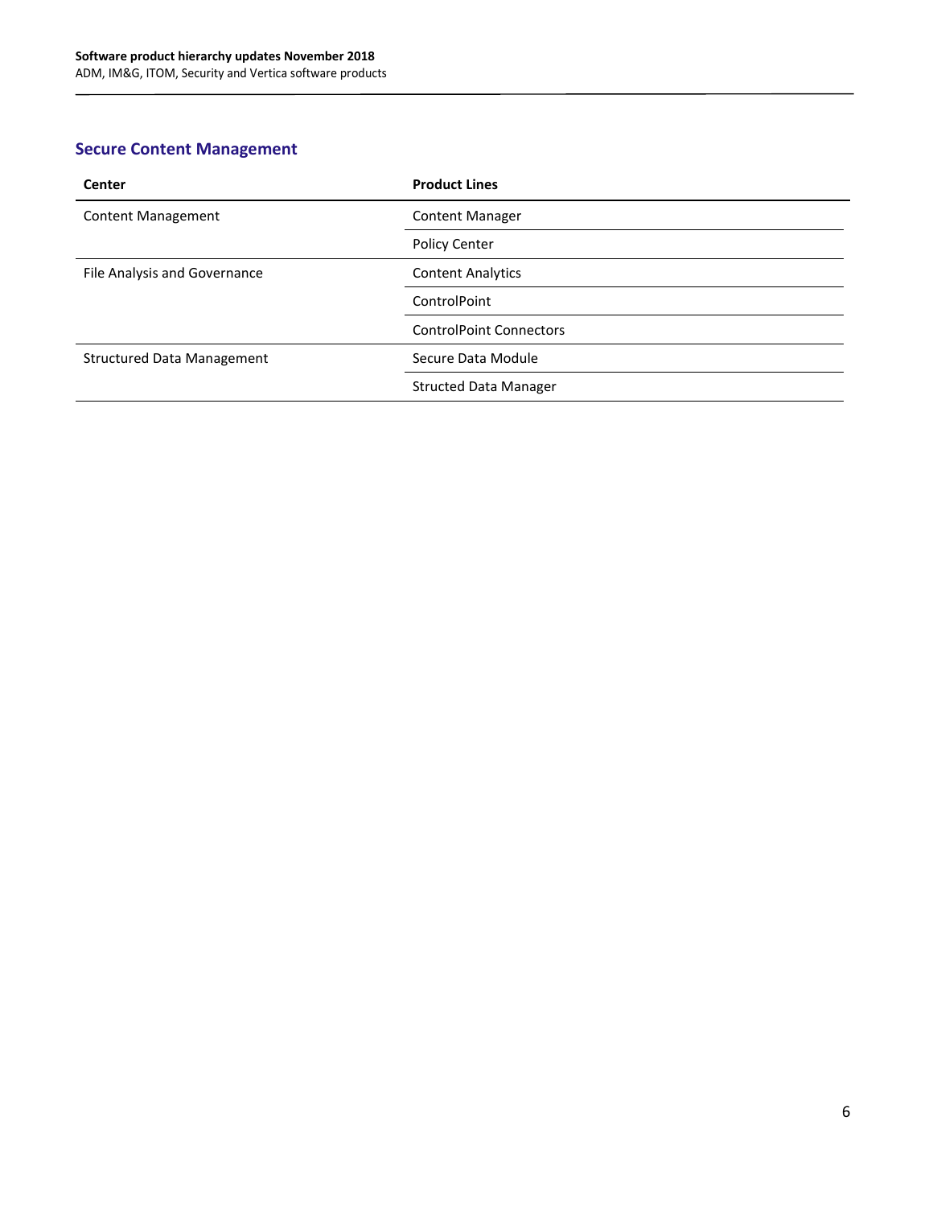## Secure Content Management

| Center | Product Lines |
| --- | --- |
| Content Management | Content Manager |
| | Policy Center |
| File Analysis and Governance | Content Analytics |
| | ControlPoint |
| | ControlPoint Connectors |
| Structured Data Management | Secure Data Module |
| | Structed Data Manager |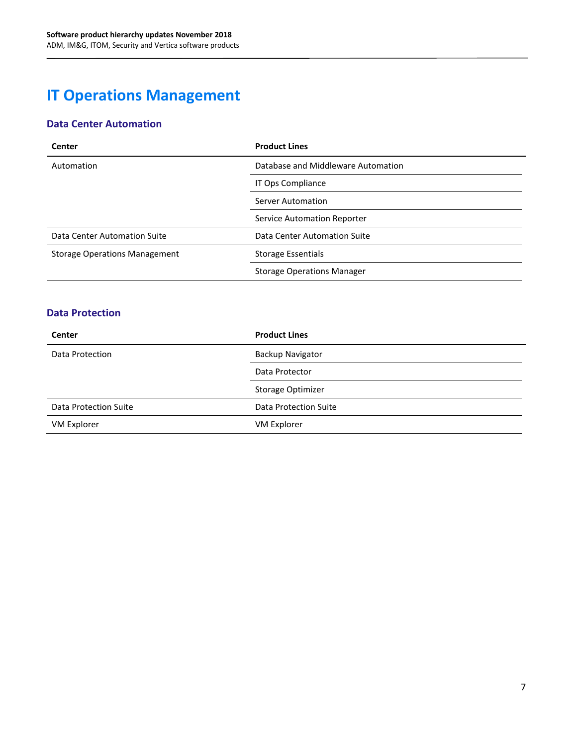# IT Operations Management

## Data Center Automation

| Center | Product Lines |
| --- | --- |
| Automation | Database and Middleware Automation |
| | IT Ops Compliance |
| | Server Automation |
| | Service Automation Reporter |
| Data Center Automation Suite | Data Center Automation Suite |
| Storage Operations Management | Storage Essentials |
| | Storage Operations Manager |

## Data Protection

| Center | Product Lines |
| --- | --- |
| Data Protection | Backup Navigator |
| | Data Protector |
| | Storage Optimizer |
| Data Protection Suite | Data Protection Suite |
| VM Explorer | VM Explorer |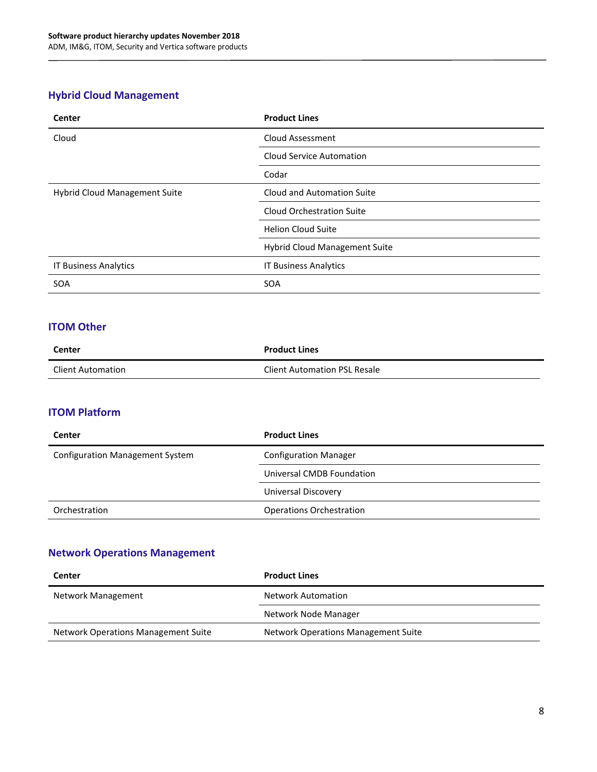## Hybrid Cloud Management

| Center | Product Lines |
| --- | --- |
| Cloud | Cloud Assessment |
| | Cloud Service Automation |
| | Codar |
| Hybrid Cloud Management Suite | Cloud and Automation Suite |
| | Cloud Orchestration Suite |
| | Helion Cloud Suite |
| | Hybrid Cloud Management Suite |
| IT Business Analytics | IT Business Analytics |
| SOA | SOA |

## ITOM Other

| Center | Product Lines |
| --- | --- |
| Client Automation | Client Automation PSL Resale |

## ITOM Platform

| Center | Product Lines |
| --- | --- |
| Configuration Management System | Configuration Manager |
| | Universal CMDB Foundation |
| | Universal Discovery |
| Orchestration | Operations Orchestration |

## Network Operations Management

| Center | Product Lines |
| --- | --- |
| Network Management | Network Automation |
| | Network Node Manager |
| Network Operations Management Suite | Network Operations Management Suite |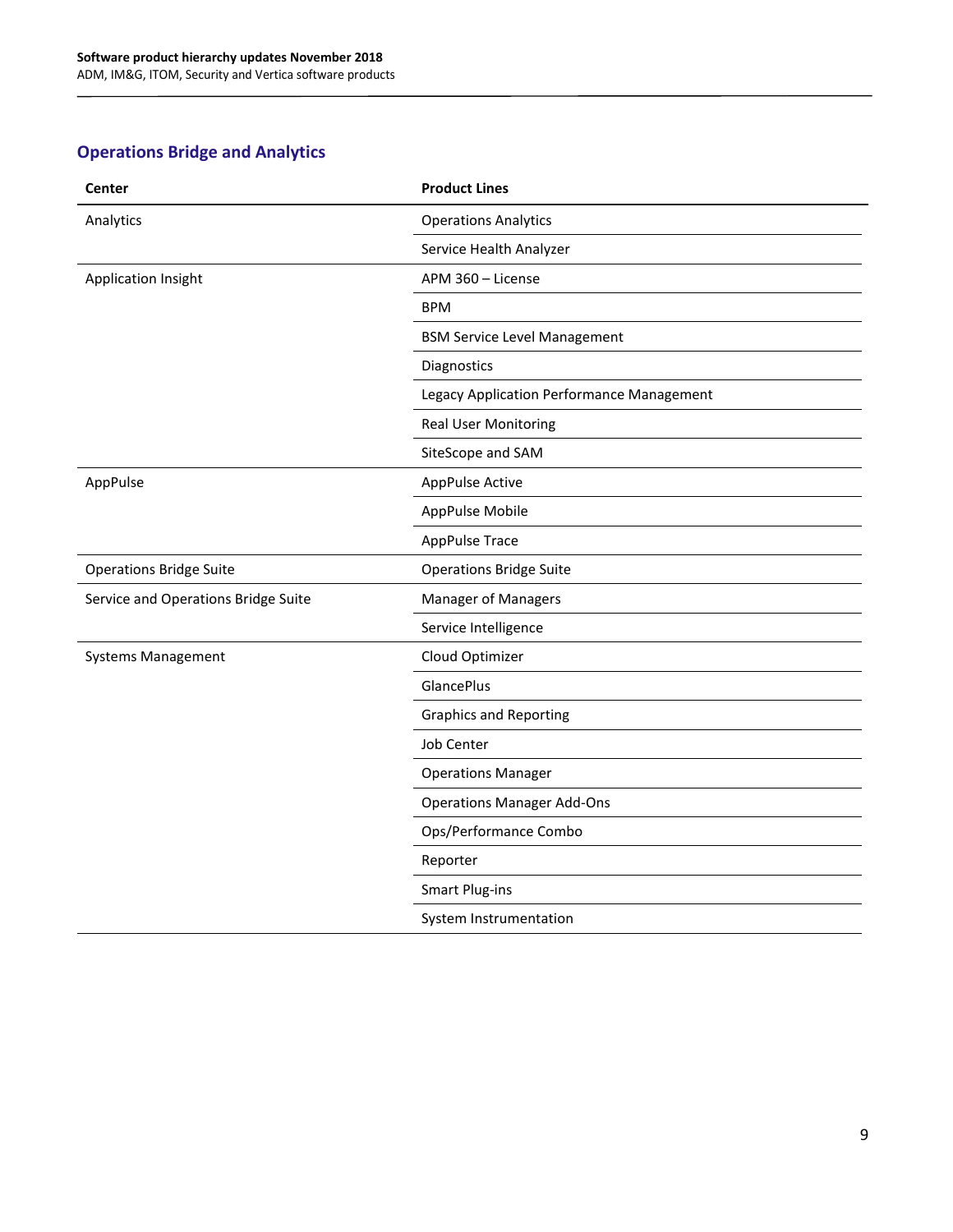## Operations Bridge and Analytics

| Center | Product Lines |
|---|---|
| Analytics | Operations Analytics |
| | Service Health Analyzer |
| Application Insight | APM 360 – License |
| | BPM |
| | BSM Service Level Management |
| | Diagnostics |
| | Legacy Application Performance Management |
| | Real User Monitoring |
| | SiteScope and SAM |
| AppPulse | AppPulse Active |
| | AppPulse Mobile |
| | AppPulse Trace |
| Operations Bridge Suite | Operations Bridge Suite |
| Service and Operations Bridge Suite | Manager of Managers |
| | Service Intelligence |
| Systems Management | Cloud Optimizer |
| | GlancePlus |
| | Graphics and Reporting |
| | Job Center |
| | Operations Manager |
| | Operations Manager Add-Ons |
| | Ops/Performance Combo |
| | Reporter |
| | Smart Plug-ins |
| | System Instrumentation |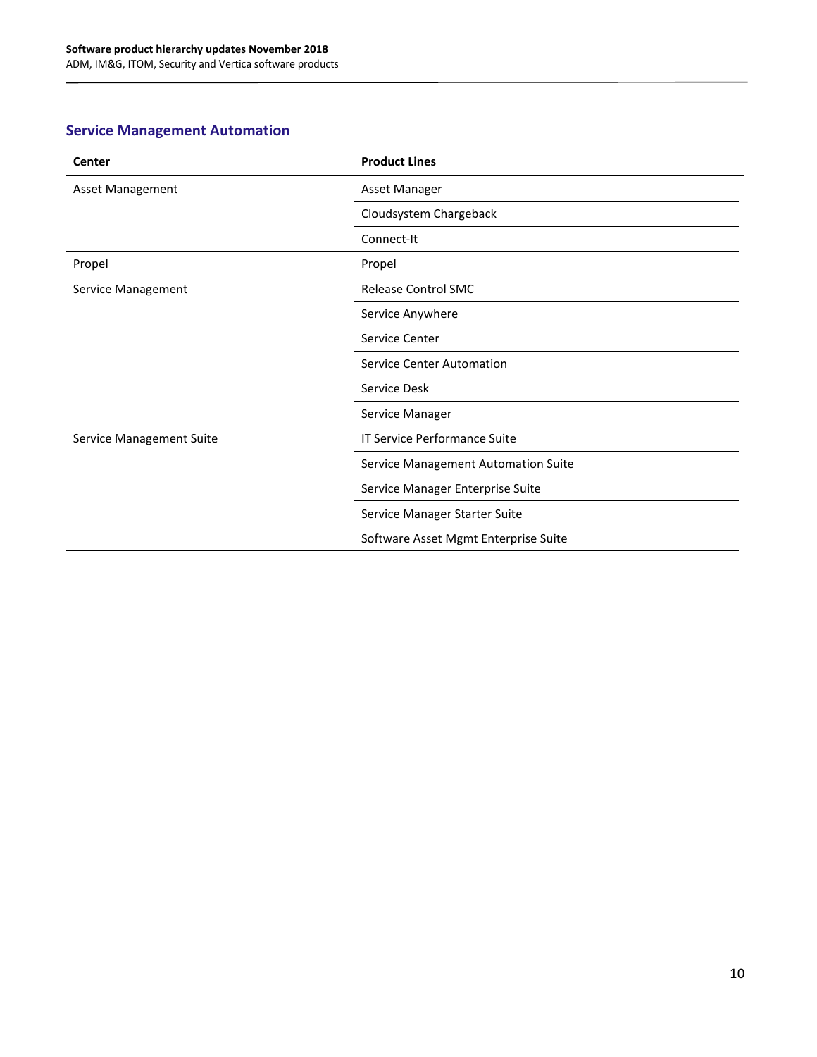## Service Management Automation

| Center | Product Lines |
| --- | --- |
| Asset Management | Asset Manager |
| | Cloudsystem Chargeback |
| | Connect-It |
| Propel | Propel |
| Service Management | Release Control SMC |
| | Service Anywhere |
| | Service Center |
| | Service Center Automation |
| | Service Desk |
| | Service Manager |
| Service Management Suite | IT Service Performance Suite |
| | Service Management Automation Suite |
| | Service Manager Enterprise Suite |
| | Service Manager Starter Suite |
| | Software Asset Mgmt Enterprise Suite |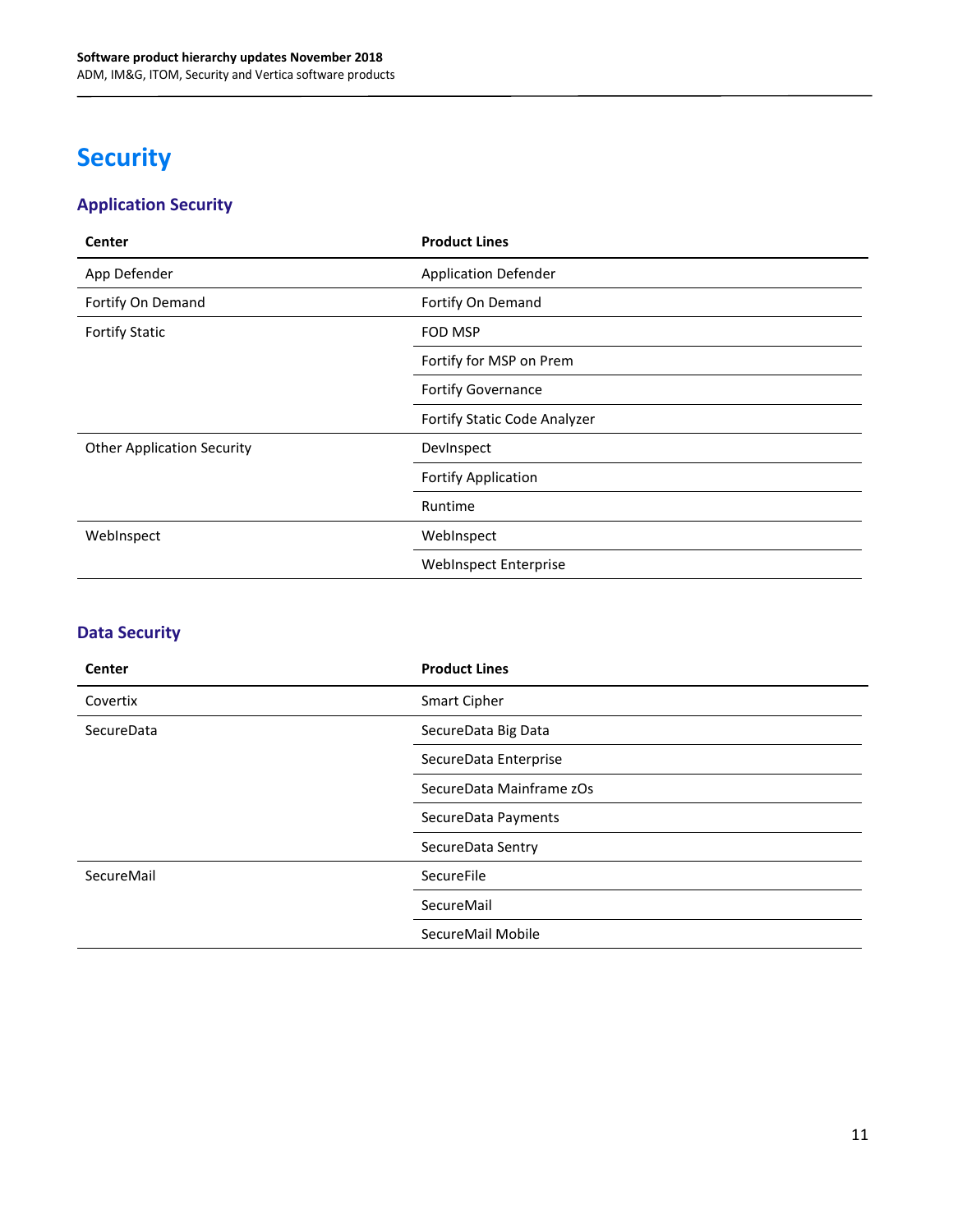# Security

## Application Security

| Center | Product Lines |
|---|---|
| App Defender | Application Defender |
| Fortify On Demand | Fortify On Demand |
| Fortify Static | FOD MSP |
| | Fortify for MSP on Prem |
| | Fortify Governance |
| | Fortify Static Code Analyzer |
| Other Application Security | DevInspect |
| | Fortify Application |
| | Runtime |
| WebInspect | WebInspect |
| | WebInspect Enterprise |

## Data Security

| Center | Product Lines |
|---|---|
| Covertix | Smart Cipher |
| SecureData | SecureData Big Data |
| | SecureData Enterprise |
| | SecureData Mainframe zOs |
| | SecureData Payments |
| | SecureData Sentry |
| SecureMail | SecureFile |
| | SecureMail |
| | SecureMail Mobile |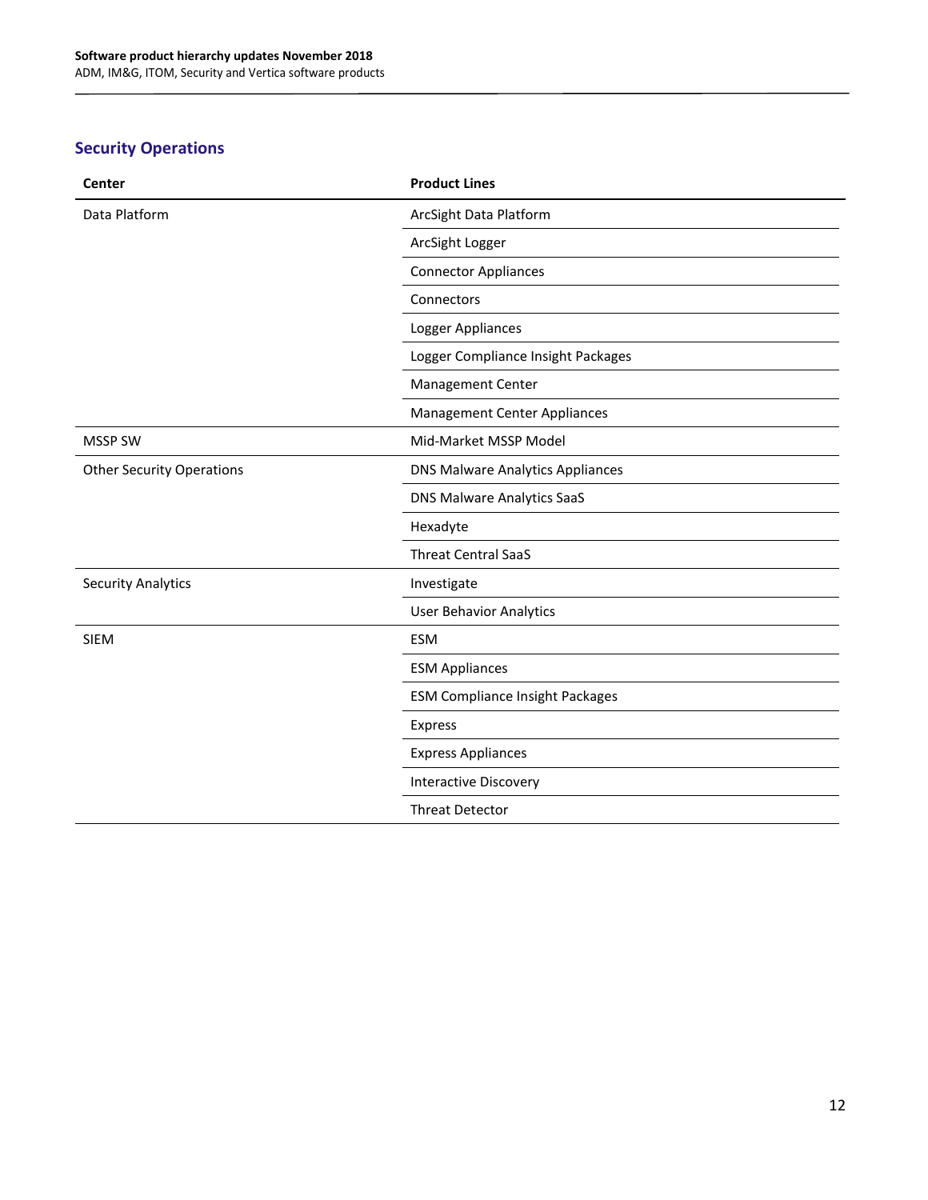## Security Operations

| Center | Product Lines |
|---|---|
| Data Platform | ArcSight Data Platform |
| | ArcSight Logger |
| | Connector Appliances |
| | Connectors |
| | Logger Appliances |
| | Logger Compliance Insight Packages |
| | Management Center |
| | Management Center Appliances |
| MSSP SW | Mid-Market MSSP Model |
| Other Security Operations | DNS Malware Analytics Appliances |
| | DNS Malware Analytics SaaS |
| | Hexadyte |
| | Threat Central SaaS |
| Security Analytics | Investigate |
| | User Behavior Analytics |
| SIEM | ESM |
| | ESM Appliances |
| | ESM Compliance Insight Packages |
| | Express |
| | Express Appliances |
| | Interactive Discovery |
| | Threat Detector |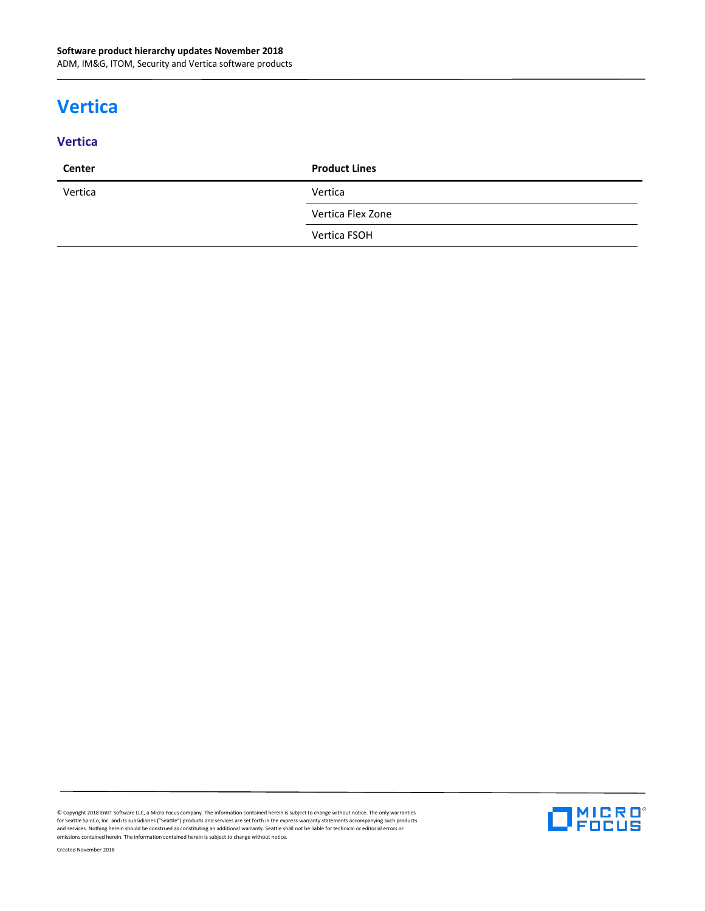# Vertica

## Vertica

| Center | Product Lines |
|---|---|
| Vertica | Vertica |
| | Vertica Flex Zone |
| | Vertica FSOH |

© Copyright 2018 EntIT Software LLC, a Micro Focus company. The information contained herein is subject to change without notice. The only warranties for Seattle SpinCo, Inc. and its subsidiaries ("Seattle") products and services are set forth in the express warranty statements accompanying such products and services. Nothing herein should be construed as constituting an additional warranty. Seattle shall not be liable for technical or editorial errors or omissions contained herein. The information contained herein is subject to change without notice.

Created November 2018